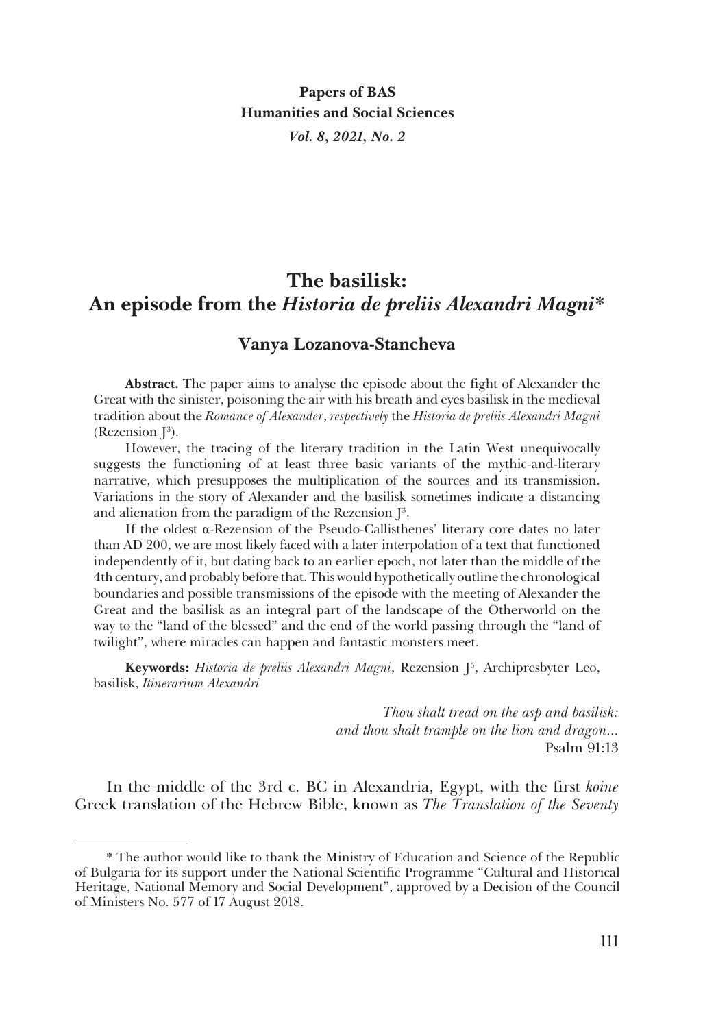**Papers of BAS**
**Humanities and Social Sciences**
*Vol. 8, 2021, No. 2*

# The basilisk: An episode from the *Historia de preliis Alexandri Magni**

## Vanya Lozanova-Stancheva

**Abstract.** The paper aims to analyse the episode about the fight of Alexander the Great with the sinister, poisoning the air with his breath and eyes basilisk in the medieval tradition about the *Romance of Alexander*, *respectively* the *Historia de preliis Alexandri Magni* (Rezension J$^3$).

However, the tracing of the literary tradition in the Latin West unequivocally suggests the functioning of at least three basic variants of the mythic-and-literary narrative, which presupposes the multiplication of the sources and its transmission. Variations in the story of Alexander and the basilisk sometimes indicate a distancing and alienation from the paradigm of the Rezension J$^3$.

If the oldest α-Rezension of the Pseudo-Callisthenes' literary core dates no later than AD 200, we are most likely faced with a later interpolation of a text that functioned independently of it, but dating back to an earlier epoch, not later than the middle of the 4th century, and probably before that. This would hypothetically outline the chronological boundaries and possible transmissions of the episode with the meeting of Alexander the Great and the basilisk as an integral part of the landscape of the Otherworld on the way to the "land of the blessed" and the end of the world passing through the "land of twilight", where miracles can happen and fantastic monsters meet.

**Keywords:** *Historia de preliis Alexandri Magni*, Rezension J$^3$, Archipresbyter Leo, basilisk, *Itinerarium Alexandri*

*Thou shalt tread on the asp and basilisk:*
*and thou shalt trample on the lion and dragon...*
Psalm 91:13

In the middle of the 3rd c. BC in Alexandria, Egypt, with the first *koine* Greek translation of the Hebrew Bible, known as *The Translation of the Seventy*

---

\* The author would like to thank the Ministry of Education and Science of the Republic of Bulgaria for its support under the National Scientific Programme "Cultural and Historical Heritage, National Memory and Social Development", approved by a Decision of the Council of Ministers No. 577 of 17 August 2018.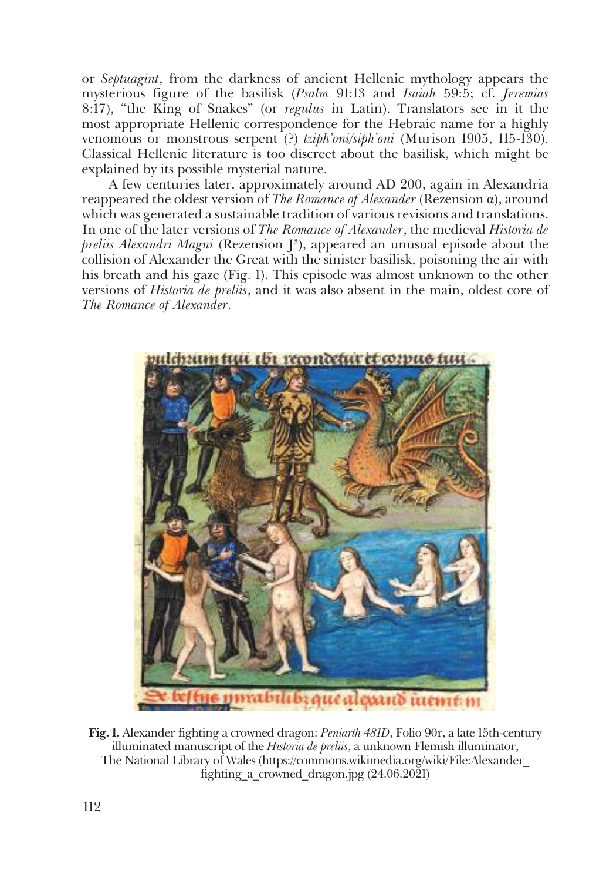or *Septuagint*, from the darkness of ancient Hellenic mythology appears the mysterious figure of the basilisk (*Psalm* 91:13 and *Isaiah* 59:5; cf. *Jeremias* 8:17), "the King of Snakes" (or *regulus* in Latin). Translators see in it the most appropriate Hellenic correspondence for the Hebraic name for a highly venomous or monstrous serpent (?) *tziph'oni/siph'oni* (Murison 1905, 115-130). Classical Hellenic literature is too discreet about the basilisk, which might be explained by its possible mysterial nature.

A few centuries later, approximately around AD 200, again in Alexandria reappeared the oldest version of *The Romance of Alexander* (Rezension α), around which was generated a sustainable tradition of various revisions and translations. In one of the later versions of *The Romance of Alexander*, the medieval *Historia de preliis Alexandri Magni* (Rezension J$^3$), appeared an unusual episode about the collision of Alexander the Great with the sinister basilisk, poisoning the air with his breath and his gaze (Fig. 1). This episode was almost unknown to the other versions of *Historia de preliis*, and it was also absent in the main, oldest core of *The Romance of Alexander*.

**Fig. 1.** Alexander fighting a crowned dragon: *Peniarth 481D*, Folio 90r, a late 15th-century illuminated manuscript of the *Historia de preliis*, a unknown Flemish illuminator, The National Library of Wales (https://commons.wikimedia.org/wiki/File:Alexander_fighting_a_crowned_dragon.jpg (24.06.2021)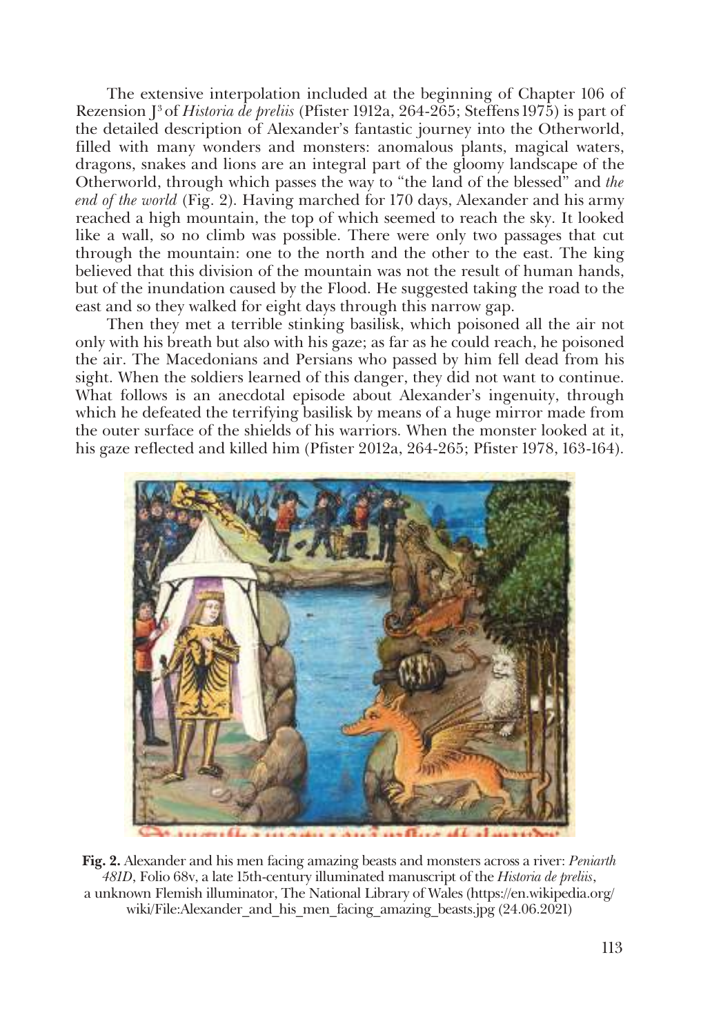The extensive interpolation included at the beginning of Chapter 106 of Rezension J[3] of *Historia de preliis* (Pfister 1912a, 264-265; Steffens 1975) is part of the detailed description of Alexander's fantastic journey into the Otherworld, filled with many wonders and monsters: anomalous plants, magical waters, dragons, snakes and lions are an integral part of the gloomy landscape of the Otherworld, through which passes the way to "the land of the blessed" and *the end of the world* (Fig. 2). Having marched for 170 days, Alexander and his army reached a high mountain, the top of which seemed to reach the sky. It looked like a wall, so no climb was possible. There were only two passages that cut through the mountain: one to the north and the other to the east. The king believed that this division of the mountain was not the result of human hands, but of the inundation caused by the Flood. He suggested taking the road to the east and so they walked for eight days through this narrow gap.

Then they met a terrible stinking basilisk, which poisoned all the air not only with his breath but also with his gaze; as far as he could reach, he poisoned the air. The Macedonians and Persians who passed by him fell dead from his sight. When the soldiers learned of this danger, they did not want to continue. What follows is an anecdotal episode about Alexander's ingenuity, through which he defeated the terrifying basilisk by means of a huge mirror made from the outer surface of the shields of his warriors. When the monster looked at it, his gaze reflected and killed him (Pfister 2012a, 264-265; Pfister 1978, 163-164).

**Fig. 2.** Alexander and his men facing amazing beasts and monsters across a river: *Peniarth 481D*, Folio 68v, a late 15th-century illuminated manuscript of the *Historia de preliis*, a unknown Flemish illuminator, The National Library of Wales (https://en.wikipedia.org/wiki/File:Alexander_and_his_men_facing_amazing_beasts.jpg (24.06.2021)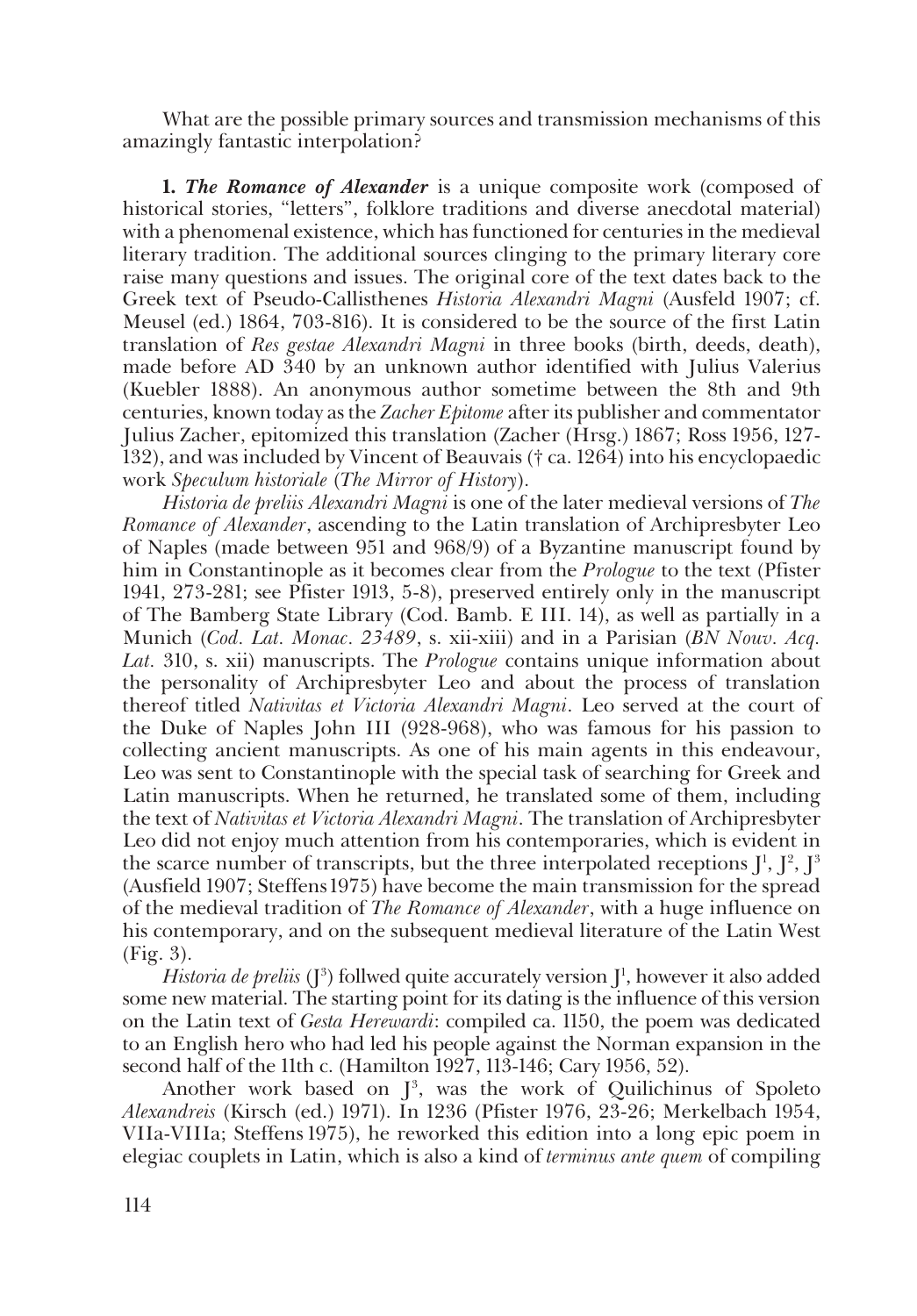What are the possible primary sources and transmission mechanisms of this amazingly fantastic interpolation?

**1.** ***The Romance of Alexander*** is a unique composite work (composed of historical stories, "letters", folklore traditions and diverse anecdotal material) with a phenomenal existence, which has functioned for centuries in the medieval literary tradition. The additional sources clinging to the primary literary core raise many questions and issues. The original core of the text dates back to the Greek text of Pseudo-Callisthenes *Historia Alexandri Magni* (Ausfeld 1907; cf. Meusel (ed.) 1864, 703-816). It is considered to be the source of the first Latin translation of *Res gestae Alexandri Magni* in three books (birth, deeds, death), made before AD 340 by an unknown author identified with Julius Valerius (Kuebler 1888). An anonymous author sometime between the 8th and 9th centuries, known today as the *Zacher Epitome* after its publisher and commentator Julius Zacher, epitomized this translation (Zacher (Hrsg.) 1867; Ross 1956, 127-132), and was included by Vincent of Beauvais († ca. 1264) into his encyclopaedic work *Speculum historiale* (*The Mirror of History*).

*Historia de preliis Alexandri Magni* is one of the later medieval versions of *The Romance of Alexander*, ascending to the Latin translation of Archipresbyter Leo of Naples (made between 951 and 968/9) of a Byzantine manuscript found by him in Constantinople as it becomes clear from the *Prologue* to the text (Pfister 1941, 273-281; see Pfister 1913, 5-8), preserved entirely only in the manuscript of The Bamberg State Library (Cod. Bamb. E III. 14), as well as partially in a Munich (*Cod. Lat. Monac. 23489*, s. xii-xiii) and in a Parisian (*BN Nouv. Acq. Lat.* 310, s. xii) manuscripts. The *Prologue* contains unique information about the personality of Archipresbyter Leo and about the process of translation thereof titled *Nativitas et Victoria Alexandri Magni*. Leo served at the court of the Duke of Naples John III (928-968), who was famous for his passion to collecting ancient manuscripts. As one of his main agents in this endeavour, Leo was sent to Constantinople with the special task of searching for Greek and Latin manuscripts. When he returned, he translated some of them, including the text of *Nativitas et Victoria Alexandri Magni*. The translation of Archipresbyter Leo did not enjoy much attention from his contemporaries, which is evident in the scarce number of transcripts, but the three interpolated receptions $J^1$, $J^2$, $J^3$ (Ausfield 1907; Steffens 1975) have become the main transmission for the spread of the medieval tradition of *The Romance of Alexander*, with a huge influence on his contemporary, and on the subsequent medieval literature of the Latin West (Fig. 3).

*Historia de preliis* ($J^3$) follwed quite accurately version $J^1$, however it also added some new material. The starting point for its dating is the influence of this version on the Latin text of *Gesta Herewardi*: compiled ca. 1150, the poem was dedicated to an English hero who had led his people against the Norman expansion in the second half of the 11th c. (Hamilton 1927, 113-146; Cary 1956, 52).

Another work based on $J^3$, was the work of Quilichinus of Spoleto *Alexandreis* (Kirsch (ed.) 1971). In 1236 (Pfister 1976, 23-26; Merkelbach 1954, VIIa-VIIIa; Steffens 1975), he reworked this edition into a long epic poem in elegiac couplets in Latin, which is also a kind of *terminus ante quem* of compiling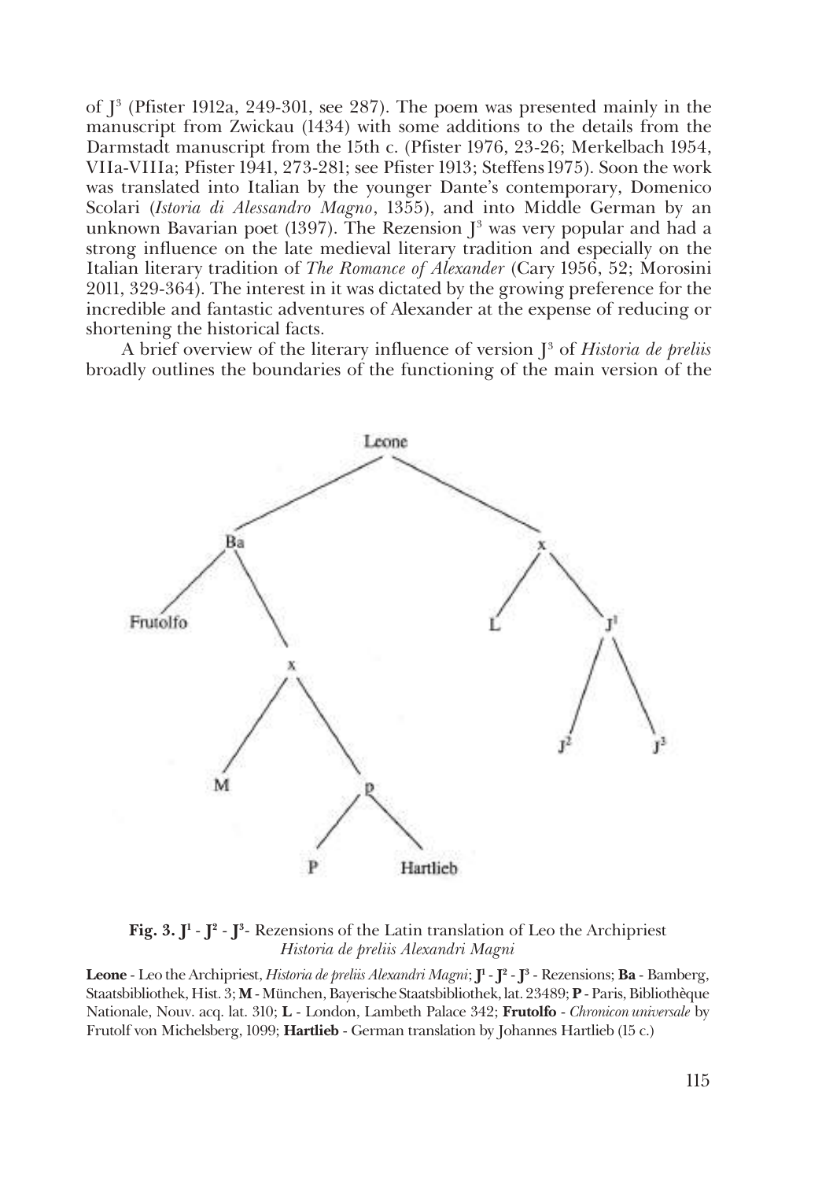of $J^3$ (Pfister 1912a, 249-301, see 287). The poem was presented mainly in the manuscript from Zwickau (1434) with some additions to the details from the Darmstadt manuscript from the 15th c. (Pfister 1976, 23-26; Merkelbach 1954, VIIa-VIIIa; Pfister 1941, 273-281; see Pfister 1913; Steffens 1975). Soon the work was translated into Italian by the younger Dante's contemporary, Domenico Scolari (*Istoria di Alessandro Magno*, 1355), and into Middle German by an unknown Bavarian poet (1397). The Rezension $J^3$ was very popular and had a strong influence on the late medieval literary tradition and especially on the Italian literary tradition of *The Romance of Alexander* (Cary 1956, 52; Morosini 2011, 329-364). The interest in it was dictated by the growing preference for the incredible and fantastic adventures of Alexander at the expense of reducing or shortening the historical facts.

A brief overview of the literary influence of version $J^3$ of *Historia de preliis* broadly outlines the boundaries of the functioning of the main version of the

**Fig. 3. $J^1$ - $J^2$ - $J^3$- Rezensions of the Latin translation of Leo the Archipriest** *Historia de preliis Alexandri Magni*

**Leone** - Leo the Archipriest, *Historia de preliis Alexandri Magni*; **$J^1$ - $J^2$ - $J^3$** - Rezensions; **Ba** - Bamberg, Staatsbibliothek, Hist. 3; **M** - München, Bayerische Staatsbibliothek, lat. 23489; **P** - Paris, Bibliothèque Nationale, Nouv. acq. lat. 310; **L** - London, Lambeth Palace 342; **Frutolfo** - *Chronicon universale* by Frutolf von Michelsberg, 1099; **Hartlieb** - German translation by Johannes Hartlieb (15 c.)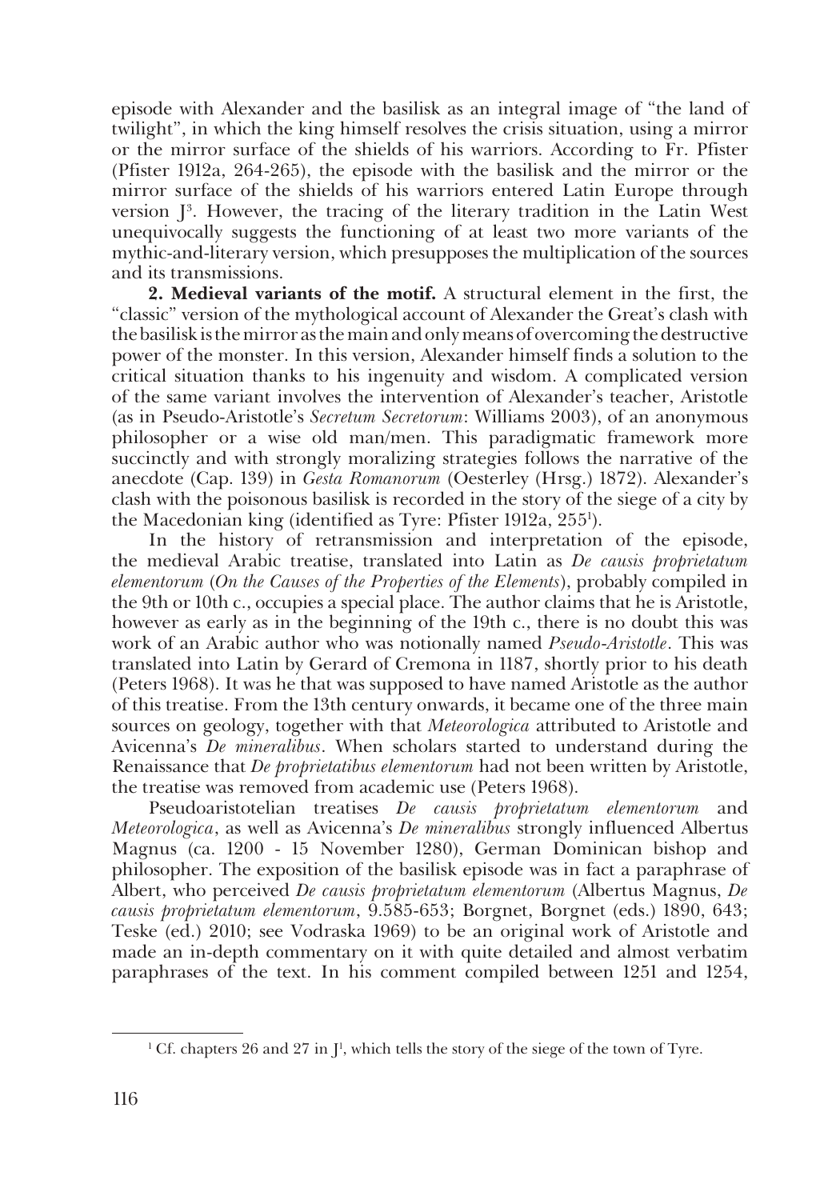episode with Alexander and the basilisk as an integral image of "the land of twilight", in which the king himself resolves the crisis situation, using a mirror or the mirror surface of the shields of his warriors. According to Fr. Pfister (Pfister 1912a, 264-265), the episode with the basilisk and the mirror or the mirror surface of the shields of his warriors entered Latin Europe through version $J^3$. However, the tracing of the literary tradition in the Latin West unequivocally suggests the functioning of at least two more variants of the mythic-and-literary version, which presupposes the multiplication of the sources and its transmissions.

**2. Medieval variants of the motif.** A structural element in the first, the "classic" version of the mythological account of Alexander the Great's clash with the basilisk is the mirror as the main and only means of overcoming the destructive power of the monster. In this version, Alexander himself finds a solution to the critical situation thanks to his ingenuity and wisdom. A complicated version of the same variant involves the intervention of Alexander's teacher, Aristotle (as in Pseudo-Aristotle's *Secretum Secretorum*: Williams 2003), of an anonymous philosopher or a wise old man/men. This paradigmatic framework more succinctly and with strongly moralizing strategies follows the narrative of the anecdote (Cap. 139) in *Gesta Romanorum* (Oesterley (Hrsg.) 1872). Alexander's clash with the poisonous basilisk is recorded in the story of the siege of a city by the Macedonian king (identified as Tyre: Pfister 1912a, 255[1]).

In the history of retransmission and interpretation of the episode, the medieval Arabic treatise, translated into Latin as *De causis proprietatum elementorum* (*On the Causes of the Properties of the Elements*), probably compiled in the 9th or 10th c., occupies a special place. The author claims that he is Aristotle, however as early as in the beginning of the 19th c., there is no doubt this was work of an Arabic author who was notionally named *Pseudo-Aristotle*. This was translated into Latin by Gerard of Cremona in 1187, shortly prior to his death (Peters 1968). It was he that was supposed to have named Aristotle as the author of this treatise. From the 13th century onwards, it became one of the three main sources on geology, together with that *Meteorologica* attributed to Aristotle and Avicenna's *De mineralibus*. When scholars started to understand during the Renaissance that *De proprietatibus elementorum* had not been written by Aristotle, the treatise was removed from academic use (Peters 1968).

Pseudoaristotelian treatises *De causis proprietatum elementorum* and *Meteorologica*, as well as Avicenna's *De mineralibus* strongly influenced Albertus Magnus (ca. 1200 - 15 November 1280), German Dominican bishop and philosopher. The exposition of the basilisk episode was in fact a paraphrase of Albert, who perceived *De causis proprietatum elementorum* (Albertus Magnus, *De causis proprietatum elementorum*, 9.585-653; Borgnet, Borgnet (eds.) 1890, 643; Teske (ed.) 2010; see Vodraska 1969) to be an original work of Aristotle and made an in-depth commentary on it with quite detailed and almost verbatim paraphrases of the text. In his comment compiled between 1251 and 1254,

[1] Cf. chapters 26 and 27 in $J^1$, which tells the story of the siege of the town of Tyre.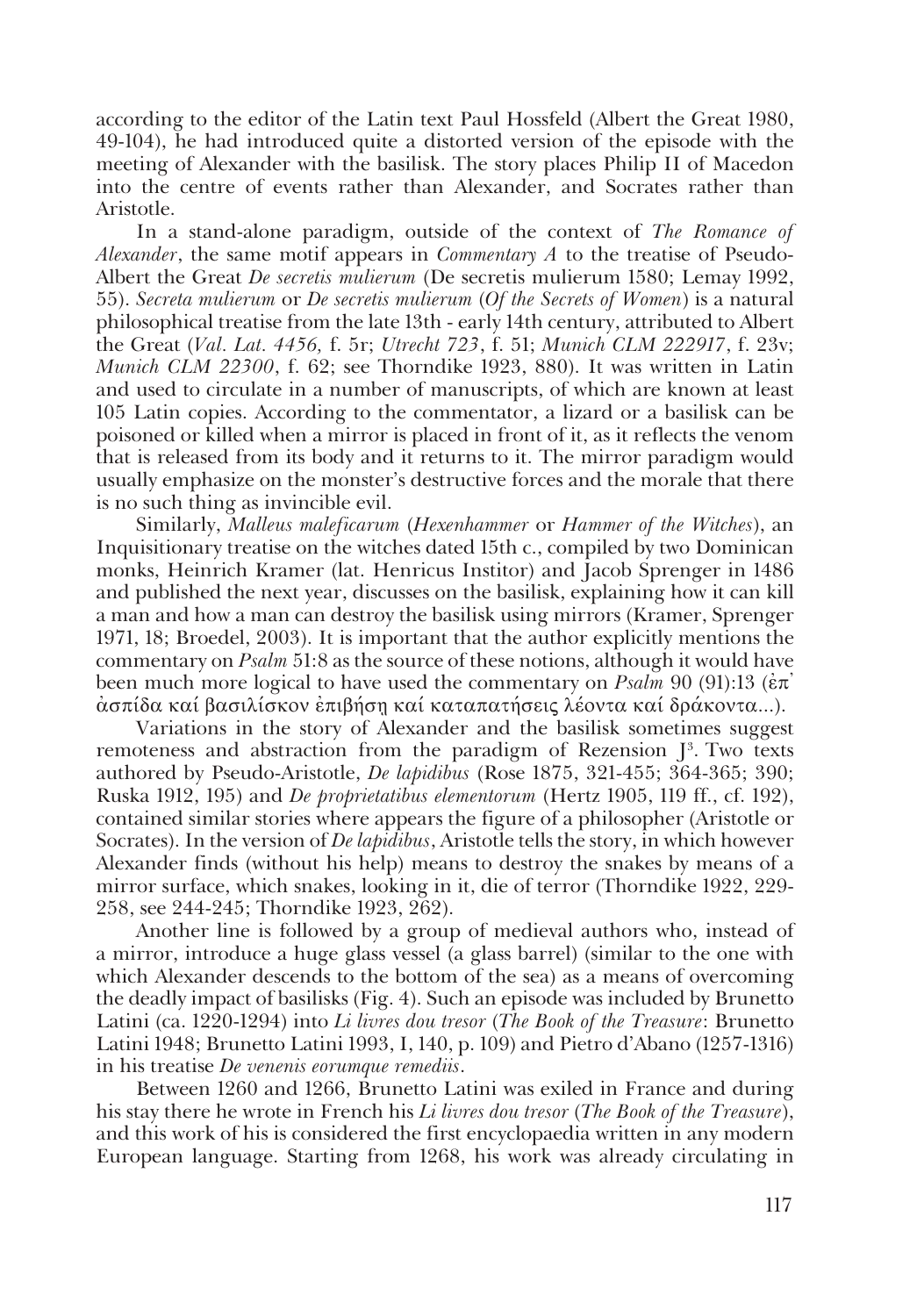according to the editor of the Latin text Paul Hossfeld (Albert the Great 1980, 49-104), he had introduced quite a distorted version of the episode with the meeting of Alexander with the basilisk. The story places Philip II of Macedon into the centre of events rather than Alexander, and Socrates rather than Aristotle.

In a stand-alone paradigm, outside of the context of *The Romance of Alexander*, the same motif appears in *Commentary A* to the treatise of Pseudo-Albert the Great *De secretis mulierum* (De secretis mulierum 1580; Lemay 1992, 55). *Secreta mulierum* or *De secretis mulierum* (*Of the Secrets of Women*) is a natural philosophical treatise from the late 13th - early 14th century, attributed to Albert the Great (*Val. Lat. 4456,* f. 5r; *Utrecht 723*, f. 51; *Munich CLM 222917*, f. 23v; *Munich CLM 22300*, f. 62; see Thorndike 1923, 880). It was written in Latin and used to circulate in a number of manuscripts, of which are known at least 105 Latin copies. According to the commentator, a lizard or a basilisk can be poisoned or killed when a mirror is placed in front of it, as it reflects the venom that is released from its body and it returns to it. The mirror paradigm would usually emphasize on the monster's destructive forces and the morale that there is no such thing as invincible evil.

Similarly, *Malleus maleficarum* (*Hexenhammer* or *Hammer of the Witches*), an Inquisitionary treatise on the witches dated 15th c., compiled by two Dominican monks, Heinrich Kramer (lat. Henricus Institor) and Jacob Sprenger in 1486 and published the next year, discusses on the basilisk, explaining how it can kill a man and how a man can destroy the basilisk using mirrors (Kramer, Sprenger 1971, 18; Broedel, 2003). It is important that the author explicitly mentions the commentary on *Psalm* 51:8 as the source of these notions, although it would have been much more logical to have used the commentary on *Psalm* 90 (91):13 (ἐπ᾽ ἀσπίδα καί βασιλίσκον ἐπιβήσῃ καί καταπατήσεις λέοντα καί δράκοντα...).

Variations in the story of Alexander and the basilisk sometimes suggest remoteness and abstraction from the paradigm of Rezension J[3]. Two texts authored by Pseudo-Aristotle, *De lapidibus* (Rose 1875, 321-455; 364-365; 390; Ruska 1912, 195) and *De proprietatibus elementorum* (Hertz 1905, 119 ff., cf. 192), contained similar stories where appears the figure of a philosopher (Aristotle or Socrates). In the version of *De lapidibus*, Aristotle tells the story, in which however Alexander finds (without his help) means to destroy the snakes by means of a mirror surface, which snakes, looking in it, die of terror (Thorndike 1922, 229-258, see 244-245; Thorndike 1923, 262).

Another line is followed by a group of medieval authors who, instead of a mirror, introduce a huge glass vessel (a glass barrel) (similar to the one with which Alexander descends to the bottom of the sea) as a means of overcoming the deadly impact of basilisks (Fig. 4). Such an episode was included by Brunetto Latini (ca. 1220-1294) into *Li livres dou tresor* (*The Book of the Treasure*: Brunetto Latini 1948; Brunetto Latini 1993, I, 140, p. 109) and Pietro d'Abano (1257-1316) in his treatise *De venenis eorumque remediis*.

Between 1260 and 1266, Brunetto Latini was exiled in France and during his stay there he wrote in French his *Li livres dou tresor* (*The Book of the Treasure*), and this work of his is considered the first encyclopaedia written in any modern European language. Starting from 1268, his work was already circulating in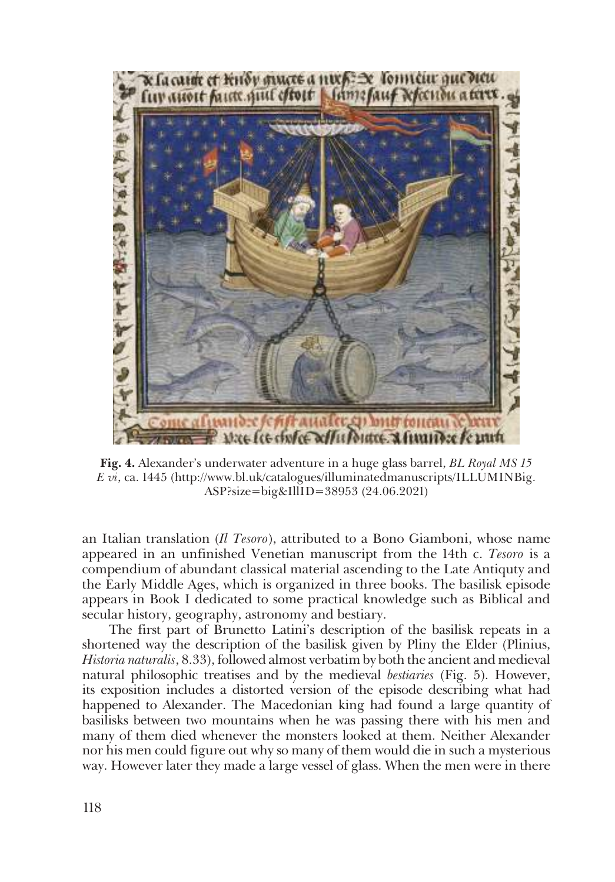**Fig. 4.** Alexander's underwater adventure in a huge glass barrel, *BL Royal MS 15 E vi*, ca. 1445 (http://www.bl.uk/catalogues/illuminatedmanuscripts/ILLUMINBig.ASP?size=big&IllID=38953 (24.06.2021)

an Italian translation (*Il Tesoro*), attributed to a Bono Giamboni, whose name appeared in an unfinished Venetian manuscript from the 14th c. *Tesoro* is a compendium of abundant classical material ascending to the Late Antiquty and the Early Middle Ages, which is organized in three books. The basilisk episode appears in Book I dedicated to some practical knowledge such as Biblical and secular history, geography, astronomy and bestiary.

The first part of Brunetto Latini's description of the basilisk repeats in a shortened way the description of the basilisk given by Pliny the Elder (Plinius, *Historia naturalis*, 8.33), followed almost verbatim by both the ancient and medieval natural philosophic treatises and by the medieval *bestiaries* (Fig. 5). However, its exposition includes a distorted version of the episode describing what had happened to Alexander. The Macedonian king had found a large quantity of basilisks between two mountains when he was passing there with his men and many of them died whenever the monsters looked at them. Neither Alexander nor his men could figure out why so many of them would die in such a mysterious way. However later they made a large vessel of glass. When the men were in there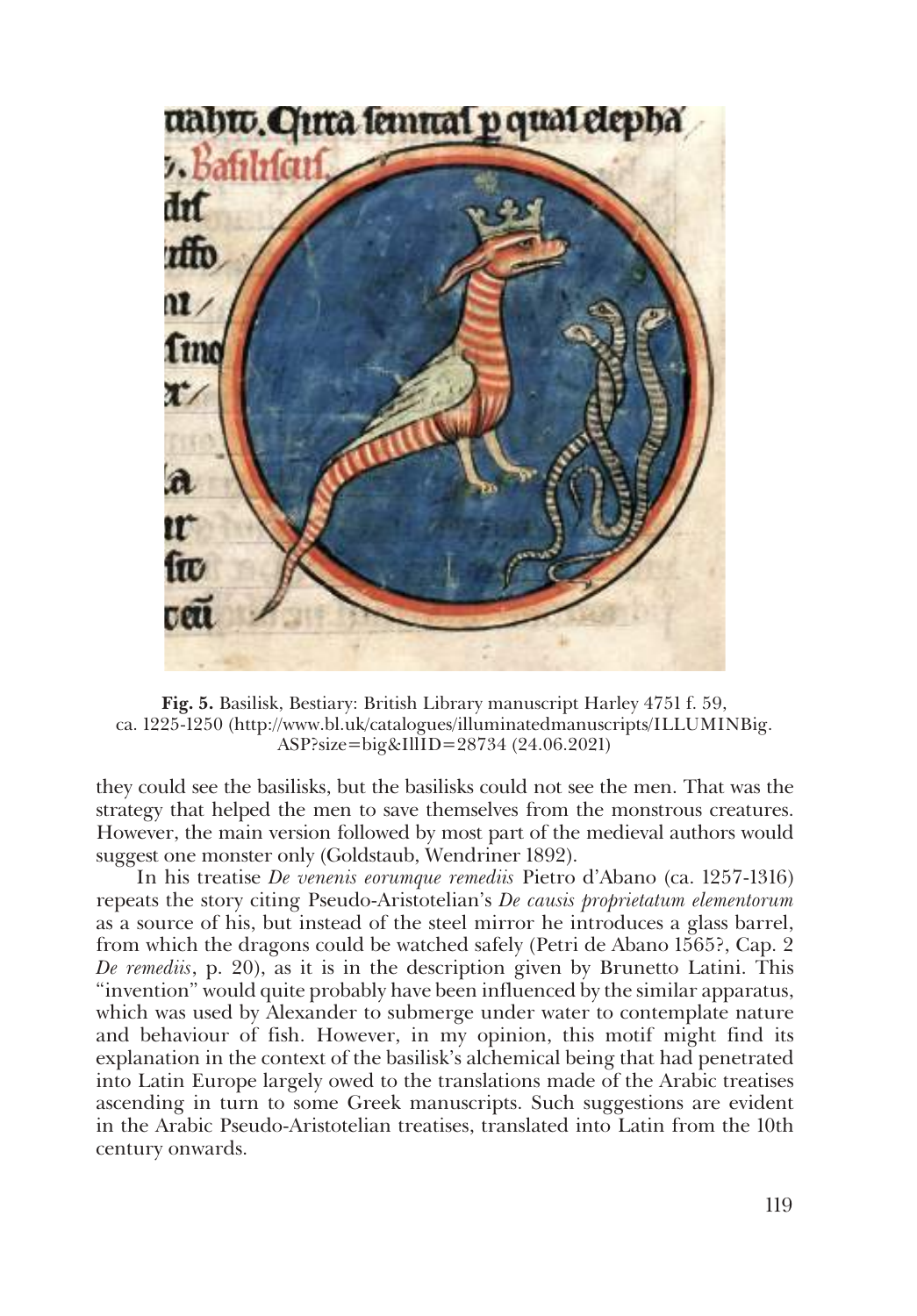**Fig. 5.** Basilisk, Bestiary: British Library manuscript Harley 4751 f. 59, ca. 1225-1250 (http://www.bl.uk/catalogues/illuminatedmanuscripts/ILLUMINBig.ASP?size=big&IllID=28734 (24.06.2021)

they could see the basilisks, but the basilisks could not see the men. That was the strategy that helped the men to save themselves from the monstrous creatures. However, the main version followed by most part of the medieval authors would suggest one monster only (Goldstaub, Wendriner 1892).

In his treatise *De venenis eorumque remediis* Pietro d'Abano (ca. 1257-1316) repeats the story citing Pseudo-Aristotelian's *De causis proprietatum elementorum* as a source of his, but instead of the steel mirror he introduces a glass barrel, from which the dragons could be watched safely (Petri de Abano 1565?, Cap. 2 *De remediis*, p. 20), as it is in the description given by Brunetto Latini. This "invention" would quite probably have been influenced by the similar apparatus, which was used by Alexander to submerge under water to contemplate nature and behaviour of fish. However, in my opinion, this motif might find its explanation in the context of the basilisk's alchemical being that had penetrated into Latin Europe largely owed to the translations made of the Arabic treatises ascending in turn to some Greek manuscripts. Such suggestions are evident in the Arabic Pseudo-Aristotelian treatises, translated into Latin from the 10th century onwards.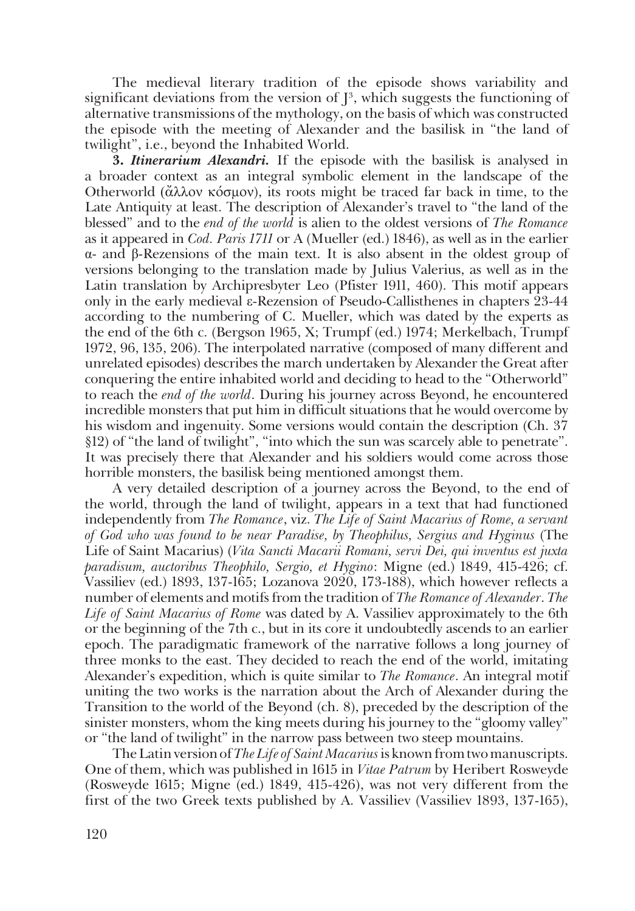The medieval literary tradition of the episode shows variability and significant deviations from the version of J[3], which suggests the functioning of alternative transmissions of the mythology, on the basis of which was constructed the episode with the meeting of Alexander and the basilisk in "the land of twilight", i.e., beyond the Inhabited World.

**3. *Itinerarium Alexandri.*** If the episode with the basilisk is analysed in a broader context as an integral symbolic element in the landscape of the Otherworld (ἄλλον κόσμον), its roots might be traced far back in time, to the Late Antiquity at least. The description of Alexander's travel to "the land of the blessed" and to the *end of the world* is alien to the oldest versions of *The Romance* as it appeared in *Cod. Paris 1711* or A (Mueller (ed.) 1846), as well as in the earlier α- and β-Rezensions of the main text. It is also absent in the oldest group of versions belonging to the translation made by Julius Valerius, as well as in the Latin translation by Archipresbyter Leo (Pfister 1911, 460). This motif appears only in the early medieval ε-Rezension of Pseudo-Callisthenes in chapters 23-44 according to the numbering of C. Mueller, which was dated by the experts as the end of the 6th c. (Bergson 1965, X; Trumpf (ed.) 1974; Merkelbach, Trumpf 1972, 96, 135, 206). The interpolated narrative (composed of many different and unrelated episodes) describes the march undertaken by Alexander the Great after conquering the entire inhabited world and deciding to head to the "Otherworld" to reach the *end of the world*. During his journey across Beyond, he encountered incredible monsters that put him in difficult situations that he would overcome by his wisdom and ingenuity. Some versions would contain the description (Ch. 37 §12) of "the land of twilight", "into which the sun was scarcely able to penetrate". It was precisely there that Alexander and his soldiers would come across those horrible monsters, the basilisk being mentioned amongst them.

A very detailed description of a journey across the Beyond, to the end of the world, through the land of twilight, appears in a text that had functioned independently from *The Romance*, viz. *The Life of Saint Macarius of Rome, a servant of God who was found to be near Paradise, by Theophilus, Sergius and Hyginus* (The Life of Saint Macarius) (*Vita Sancti Macarii Romani, servi Dei, qui inventus est juxta paradisum, auctoribus Theophilo, Sergio, et Hygino*: Migne (ed.) 1849, 415-426; cf. Vassiliev (ed.) 1893, 137-165; Lozanova 2020, 173-188), which however reflects a number of elements and motifs from the tradition of *The Romance of Alexander*. *The Life of Saint Macarius of Rome* was dated by A. Vassiliev approximately to the 6th or the beginning of the 7th c., but in its core it undoubtedly ascends to an earlier epoch. The paradigmatic framework of the narrative follows a long journey of three monks to the east. They decided to reach the end of the world, imitating Alexander's expedition, which is quite similar to *The Romance*. An integral motif uniting the two works is the narration about the Arch of Alexander during the Transition to the world of the Beyond (ch. 8), preceded by the description of the sinister monsters, whom the king meets during his journey to the "gloomy valley" or "the land of twilight" in the narrow pass between two steep mountains.

The Latin version of *The Life of Saint Macarius* is known from two manuscripts. One of them, which was published in 1615 in *Vitae Patrum* by Heribert Rosweyde (Rosweyde 1615; Migne (ed.) 1849, 415-426), was not very different from the first of the two Greek texts published by A. Vassiliev (Vassiliev 1893, 137-165),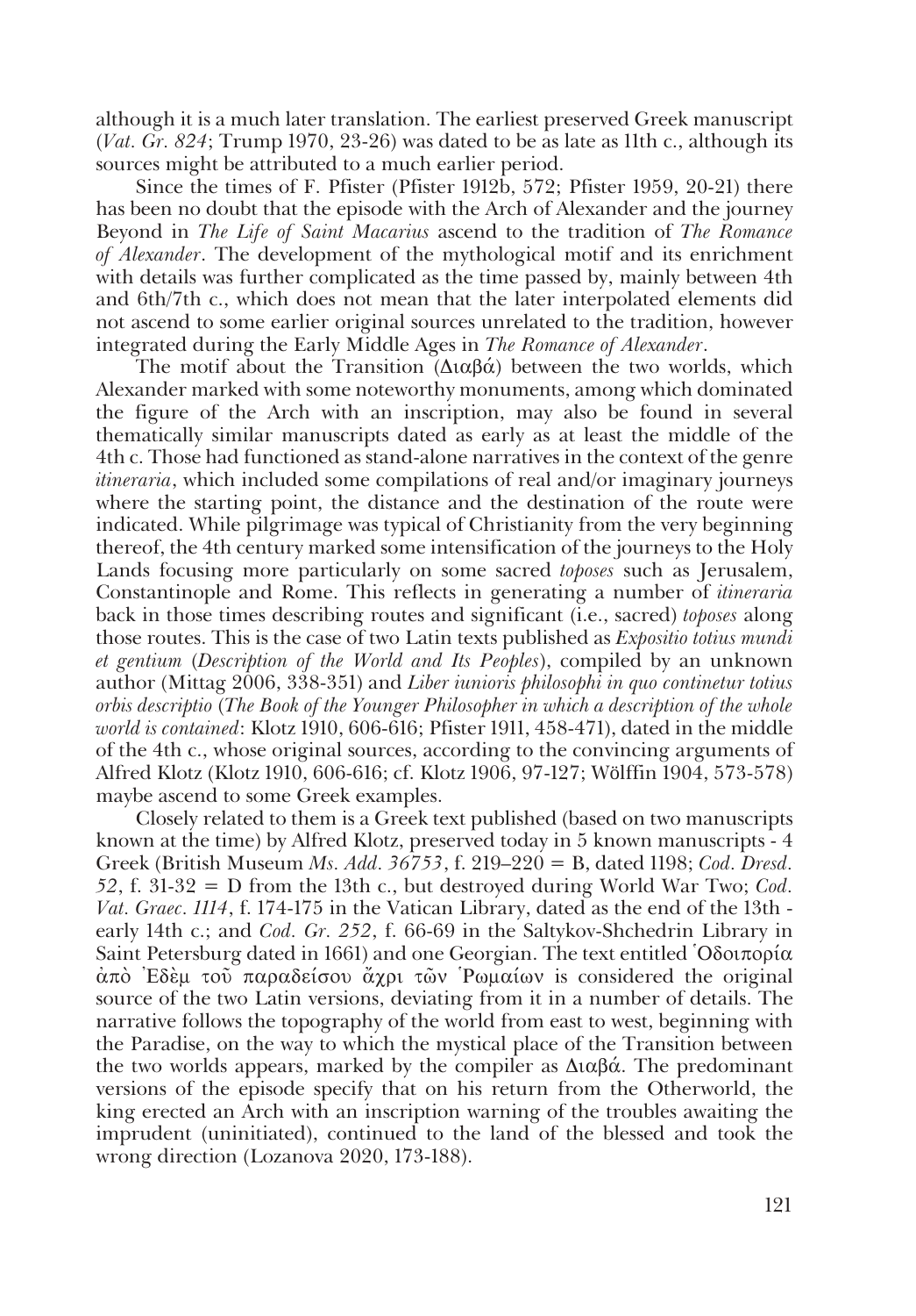although it is a much later translation. The earliest preserved Greek manuscript (*Vat. Gr. 824*; Trump 1970, 23-26) was dated to be as late as 11th c., although its sources might be attributed to a much earlier period.

Since the times of F. Pfister (Pfister 1912b, 572; Pfister 1959, 20-21) there has been no doubt that the episode with the Arch of Alexander and the journey Beyond in *The Life of Saint Macarius* ascend to the tradition of *The Romance of Alexander*. The development of the mythological motif and its enrichment with details was further complicated as the time passed by, mainly between 4th and 6th/7th c., which does not mean that the later interpolated elements did not ascend to some earlier original sources unrelated to the tradition, however integrated during the Early Middle Ages in *The Romance of Alexander*.

The motif about the Transition (Διαβά) between the two worlds, which Alexander marked with some noteworthy monuments, among which dominated the figure of the Arch with an inscription, may also be found in several thematically similar manuscripts dated as early as at least the middle of the 4th c. Those had functioned as stand-alone narratives in the context of the genre *itineraria*, which included some compilations of real and/or imaginary journeys where the starting point, the distance and the destination of the route were indicated. While pilgrimage was typical of Christianity from the very beginning thereof, the 4th century marked some intensification of the journeys to the Holy Lands focusing more particularly on some sacred *toposes* such as Jerusalem, Constantinople and Rome. This reflects in generating a number of *itineraria* back in those times describing routes and significant (i.e., sacred) *toposes* along those routes. This is the case of two Latin texts published as *Expositio totius mundi et gentium* (*Description of the World and Its Peoples*), compiled by an unknown author (Mittag 2006, 338-351) and *Liber iunioris philosophi in quo continetur totius orbis descriptio* (*The Book of the Younger Philosopher in which a description of the whole world is contained*: Klotz 1910, 606-616; Pfister 1911, 458-471), dated in the middle of the 4th c., whose original sources, according to the convincing arguments of Alfred Klotz (Klotz 1910, 606-616; cf. Klotz 1906, 97-127; Wölffin 1904, 573-578) maybe ascend to some Greek examples.

Closely related to them is a Greek text published (based on two manuscripts known at the time) by Alfred Klotz, preserved today in 5 known manuscripts - 4 Greek (British Museum *Ms. Add. 36753*, f. 219–220 = B, dated 1198; *Cod. Dresd. 52*, f. 31-32 = D from the 13th c., but destroyed during World War Two; *Cod. Vat. Graec. 1114*, f. 174-175 in the Vatican Library, dated as the end of the 13th - early 14th c.; and *Cod. Gr. 252*, f. 66-69 in the Saltykov-Shchedrin Library in Saint Petersburg dated in 1661) and one Georgian. The text entitled Ὁδοιπορία ἀπὸ Ἐδὲμ τοῦ παραδείσου ἄχρι τῶν Ῥωμαίων is considered the original source of the two Latin versions, deviating from it in a number of details. The narrative follows the topography of the world from east to west, beginning with the Paradise, on the way to which the mystical place of the Transition between the two worlds appears, marked by the compiler as Διαβά. The predominant versions of the episode specify that on his return from the Otherworld, the king erected an Arch with an inscription warning of the troubles awaiting the imprudent (uninitiated), continued to the land of the blessed and took the wrong direction (Lozanova 2020, 173-188).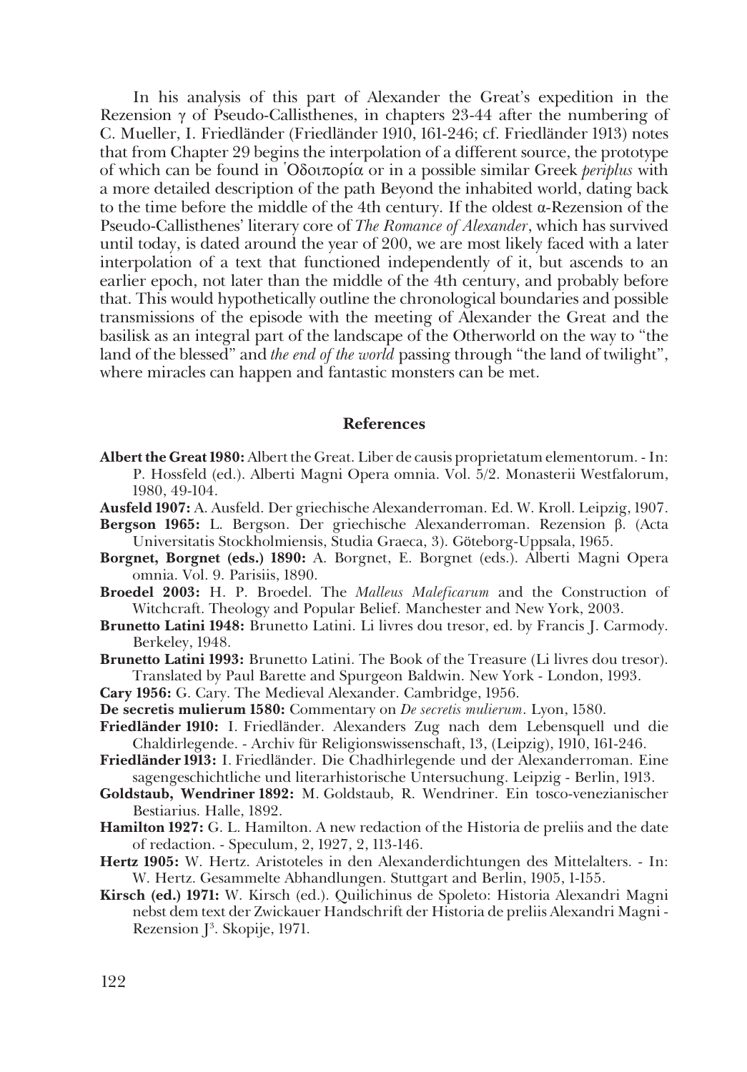In his analysis of this part of Alexander the Great's expedition in the Rezension γ of Pseudo-Callisthenes, in chapters 23-44 after the numbering of C. Mueller, I. Friedländer (Friedländer 1910, 161-246; cf. Friedländer 1913) notes that from Chapter 29 begins the interpolation of a different source, the prototype of which can be found in Ὀδοιπορία or in a possible similar Greek *periplus* with a more detailed description of the path Beyond the inhabited world, dating back to the time before the middle of the 4th century. If the oldest α-Rezension of the Pseudo-Callisthenes' literary core of *The Romance of Alexander*, which has survived until today, is dated around the year of 200, we are most likely faced with a later interpolation of a text that functioned independently of it, but ascends to an earlier epoch, not later than the middle of the 4th century, and probably before that. This would hypothetically outline the chronological boundaries and possible transmissions of the episode with the meeting of Alexander the Great and the basilisk as an integral part of the landscape of the Otherworld on the way to "the land of the blessed" and *the end of the world* passing through "the land of twilight", where miracles can happen and fantastic monsters can be met.

## References

**Albert the Great 1980:** Albert the Great. Liber de causis proprietatum elementorum. - In: P. Hossfeld (ed.). Alberti Magni Opera omnia. Vol. 5/2. Monasterii Westfalorum, 1980, 49-104.

**Ausfeld 1907:** A. Ausfeld. Der griechische Alexanderroman. Ed. W. Kroll. Leipzig, 1907.

**Bergson 1965:** L. Bergson. Der griechische Alexanderroman. Rezension β. (Acta Universitatis Stockholmiensis, Studia Graeca, 3). Göteborg-Uppsala, 1965.

**Borgnet, Borgnet (eds.) 1890:** A. Borgnet, E. Borgnet (eds.). Alberti Magni Opera omnia. Vol. 9. Parisiis, 1890.

**Broedel 2003:** H. P. Broedel. The *Malleus Maleficarum* and the Construction of Witchcraft. Theology and Popular Belief. Manchester and New York, 2003.

**Brunetto Latini 1948:** Brunetto Latini. Li livres dou tresor, ed. by Francis J. Carmody. Berkeley, 1948.

**Brunetto Latini 1993:** Brunetto Latini. The Book of the Treasure (Li livres dou tresor). Translated by Paul Barette and Spurgeon Baldwin. New York - London, 1993.

**Cary 1956:** G. Cary. The Medieval Alexander. Cambridge, 1956.

**De secretis mulierum 1580:** Commentary on *De secretis mulierum*. Lyon, 1580.

**Friedländer 1910:** I. Friedländer. Alexanders Zug nach dem Lebensquell und die Chaldirlegende. - Archiv für Religionswissenschaft, 13, (Leipzig), 1910, 161-246.

**Friedländer 1913:** I. Friedländer. Die Chadhirlegende und der Alexanderroman. Eine sagengeschichtliche und literarhistorische Untersuchung. Leipzig - Berlin, 1913.

**Goldstaub, Wendriner 1892:** M. Goldstaub, R. Wendriner. Ein tosco-venezianischer Bestiarius. Halle, 1892.

**Hamilton 1927:** G. L. Hamilton. A new redaction of the Historia de preliis and the date of redaction. - Speculum, 2, 1927, 2, 113-146.

**Hertz 1905:** W. Hertz. Aristoteles in den Alexanderdichtungen des Mittelalters. - In: W. Hertz. Gesammelte Abhandlungen. Stuttgart and Berlin, 1905, 1-155.

**Kirsch (ed.) 1971:** W. Kirsch (ed.). Quilichinus de Spoleto: Historia Alexandri Magni nebst dem text der Zwickauer Handschrift der Historia de preliis Alexandri Magni - Rezension J[3]. Skopije, 1971.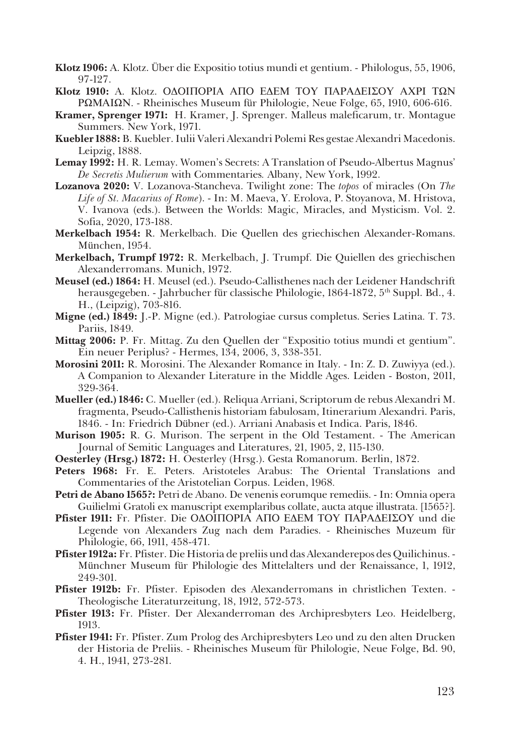**Klotz 1906:** A. Klotz. Über die Expositio totius mundi et gentium. - Philologus, 55, 1906, 97-127.

**Klotz 1910:** A. Klotz. ΟΔΟΙΠΟΡΙΑ ΑΠΟ ΕΔΕΜ ΤΟΥ ΠΑΡΑΔΕΙΣΟΥ ΑΧΡΙ ΤΩΝ ΡΩΜΑΙΩΝ. - Rheinisches Museum für Philologie, Neue Folge, 65, 1910, 606-616.

**Kramer, Sprenger 1971:** H. Kramer, J. Sprenger. Malleus maleficarum, tr. Montague Summers. New York, 1971.

**Kuebler 1888:** B. Kuebler. Iulii Valeri Alexandri Polemi Res gestae Alexandri Macedonis. Leipzig, 1888.

**Lemay 1992:** H. R. Lemay. Women's Secrets: A Translation of Pseudo-Albertus Magnus' *De Secretis Mulierum* with Commentaries. Albany, New York, 1992.

**Lozanova 2020:** V. Lozanova-Stancheva. Twilight zone: The *topos* of miracles (On *The Life of St. Macarius of Rome*). - In: M. Maeva, Y. Erolova, P. Stoyanova, M. Hristova, V. Ivanova (eds.). Between the Worlds: Magic, Miracles, and Mysticism. Vol. 2. Sofia, 2020, 173-188.

**Merkelbach 1954:** R. Merkelbach. Die Quellen des griechischen Alexander-Romans. München, 1954.

**Merkelbach, Trumpf 1972:** R. Merkelbach, J. Trumpf. Die Quiellen des griechischen Alexanderromans. Munich, 1972.

**Meusel (ed.) 1864:** H. Meusel (ed.). Pseudo-Callisthenes nach der Leidener Handschrift herausgegeben. - Jahrbucher für classische Philologie, 1864-1872, 5th Suppl. Bd., 4. H., (Leipzig), 703-816.

**Migne (ed.) 1849:** J.-P. Migne (ed.). Patrologiae cursus completus. Series Latina. T. 73. Pariis, 1849.

**Mittag 2006:** P. Fr. Mittag. Zu den Quellen der "Expositio totius mundi et gentium". Ein neuer Periplus? - Hermes, 134, 2006, 3, 338-351.

**Morosini 2011:** R. Morosini. The Alexander Romance in Italy. - In: Z. D. Zuwiyya (ed.). A Companion to Alexander Literature in the Middle Ages. Leiden - Boston, 2011, 329-364.

**Mueller (ed.) 1846:** C. Mueller (ed.). Reliqua Arriani, Scriptorum de rebus Alexandri M. fragmenta, Pseudo-Callisthenis historiam fabulosam, Itinerarium Alexandri. Paris, 1846. - In: Friedrich Dübner (ed.). Arriani Anabasis et Indica. Paris, 1846.

**Murison 1905:** R. G. Murison. The serpent in the Old Testament. - The American Journal of Semitic Languages and Literatures, 21, 1905, 2, 115-130.

**Oesterley (Hrsg.) 1872:** H. Oesterley (Hrsg.). Gesta Romanorum. Berlin, 1872.

**Peters 1968:** Fr. E. Peters. Aristoteles Arabus: The Oriental Translations and Commentaries of the Aristotelian Corpus. Leiden, 1968.

**Petri de Abano 1565?:** Petri de Abano. De venenis eorumque remediis. - In: Omnia opera Guilielmi Gratoli ex manuscript exemplaribus collate, aucta atque illustrata. [1565?].

**Pfister 1911:** Fr. Pfister. Die ΟΔΟΙΠΟΡΙΑ ΑΠΟ ΕΔΕΜ ΤΟΥ ΠΑΡΑΔΕΙΣΟΥ und die Legende von Alexanders Zug nach dem Paradies. - Rheinisches Muzeum für Philologie, 66, 1911, 458-471.

**Pfister 1912a:** Fr. Pfister. Die Historia de preliis und das Alexanderepos des Quilichinus. - Münchner Museum für Philologie des Mittelalters und der Renaissance, 1, 1912, 249-301.

**Pfister 1912b:** Fr. Pfister. Episoden des Alexanderromans in christlichen Texten. - Theologische Literaturzeitung, 18, 1912, 572-573.

**Pfister 1913:** Fr. Pfister. Der Alexanderroman des Archipresbyters Leo. Heidelberg, 1913.

**Pfister 1941:** Fr. Pfister. Zum Prolog des Archipresbyters Leo und zu den alten Drucken der Historia de Preliis. - Rheinisches Museum für Philologie, Neue Folge, Bd. 90, 4. H., 1941, 273-281.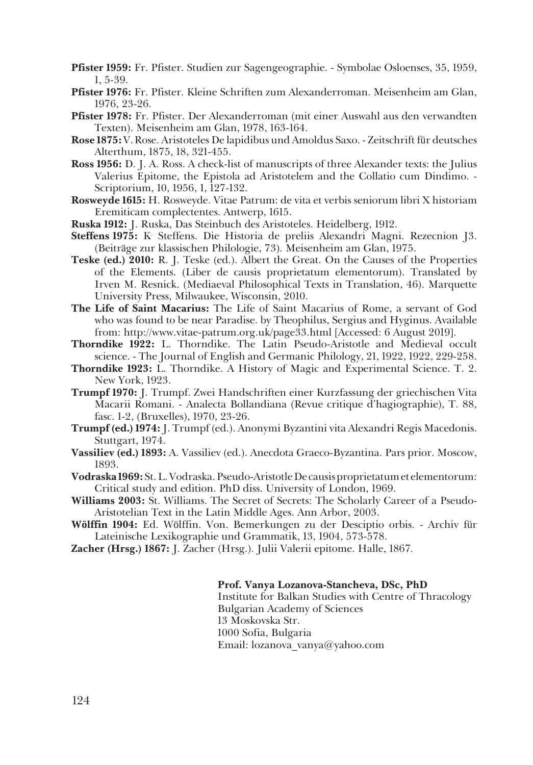**Pfister 1959:** Fr. Pfister. Studien zur Sagengeographie. - Symbolae Osloenses, 35, 1959, 1, 5-39.

**Pfister 1976:** Fr. Pfister. Kleine Schriften zum Alexanderroman. Meisenheim am Glan, 1976, 23-26.

**Pfister 1978:** Fr. Pfister. Der Alexanderroman (mit einer Auswahl aus den verwandten Texten). Meisenheim am Glan, 1978, 163-164.

**Rose 1875:** V. Rose. Aristoteles De lapidibus und Amoldus Saxo. - Zeitschrift für deutsches Alterthum, 1875, 18, 321-455.

**Ross 1956:** D. J. A. Ross. A check-list of manuscripts of three Alexander texts: the Julius Valerius Epitome, the Epistola ad Aristotelem and the Collatio cum Dindimo. - Scriptorium, 10, 1956, 1, 127-132.

**Rosweyde 1615:** H. Rosweyde. Vitae Patrum: de vita et verbis seniorum libri X historiam Eremiticam complectentes. Antwerp, 1615.

**Ruska 1912:** J. Ruska, Das Steinbuch des Aristoteles. Heidelberg, 1912.

**Steffens 1975:** K. Steffens. Die Historia de preliis Alexandri Magni. Rezecnion J3. (Beiträge zur klassischen Philologie, 73). Meisenheim am Glan, 1975.

**Teske (ed.) 2010:** R. J. Teske (ed.). Albert the Great. On the Causes of the Properties of the Elements. (Liber de causis proprietatum elementorum). Translated by Irven M. Resnick. (Mediaeval Philosophical Texts in Translation, 46). Marquette University Press, Milwaukee, Wisconsin, 2010.

**The Life of Saint Macarius:** The Life of Saint Macarius of Rome, a servant of God who was found to be near Paradise. by Theophilus, Sergius and Hyginus. Available from: http://www.vitae-patrum.org.uk/page33.html [Accessed: 6 August 2019].

**Thorndike 1922:** L. Thorndike. The Latin Pseudo-Aristotle and Medieval occult science. - The Journal of English and Germanic Philology, 21, 1922, 1922, 229-258.

**Thorndike 1923:** L. Thorndike. A History of Magic and Experimental Science. T. 2. New York, 1923.

**Trumpf 1970:** J. Trumpf. Zwei Handschriften einer Kurzfassung der griechischen Vita Macarii Romani. - Analecta Bollandiana (Revue critique d'hagiographie), T. 88, fasc. 1-2, (Bruxelles), 1970, 23-26.

**Trumpf (ed.) 1974:** J. Trumpf (ed.). Anonymi Byzantini vita Alexandri Regis Macedonis. Stuttgart, 1974.

**Vassiliev (ed.) 1893:** A. Vassiliev (ed.). Anecdota Graeco-Byzantina. Pars prior. Moscow, 1893.

**Vodraska 1969:** St. L. Vodraska. Pseudo-Aristotle De causis proprietatum et elementorum: Critical study and edition. PhD diss. University of London, 1969.

**Williams 2003:** St. Williams. The Secret of Secrets: The Scholarly Career of a Pseudo-Aristotelian Text in the Latin Middle Ages. Ann Arbor, 2003.

**Wölffin 1904:** Ed. Wölffin. Von. Bemerkungen zu der Desciptio orbis. - Archiv für Lateinische Lexikographie und Grammatik, 13, 1904, 573-578.

**Zacher (Hrsg.) 1867:** J. Zacher (Hrsg.). Julii Valerii epitome. Halle, 1867.

**Prof. Vanya Lozanova-Stancheva, DSc, PhD**
Institute for Balkan Studies with Centre of Thracology
Bulgarian Academy of Sciences
13 Moskovska Str.
1000 Sofia, Bulgaria
Email: lozanova_vanya@yahoo.com